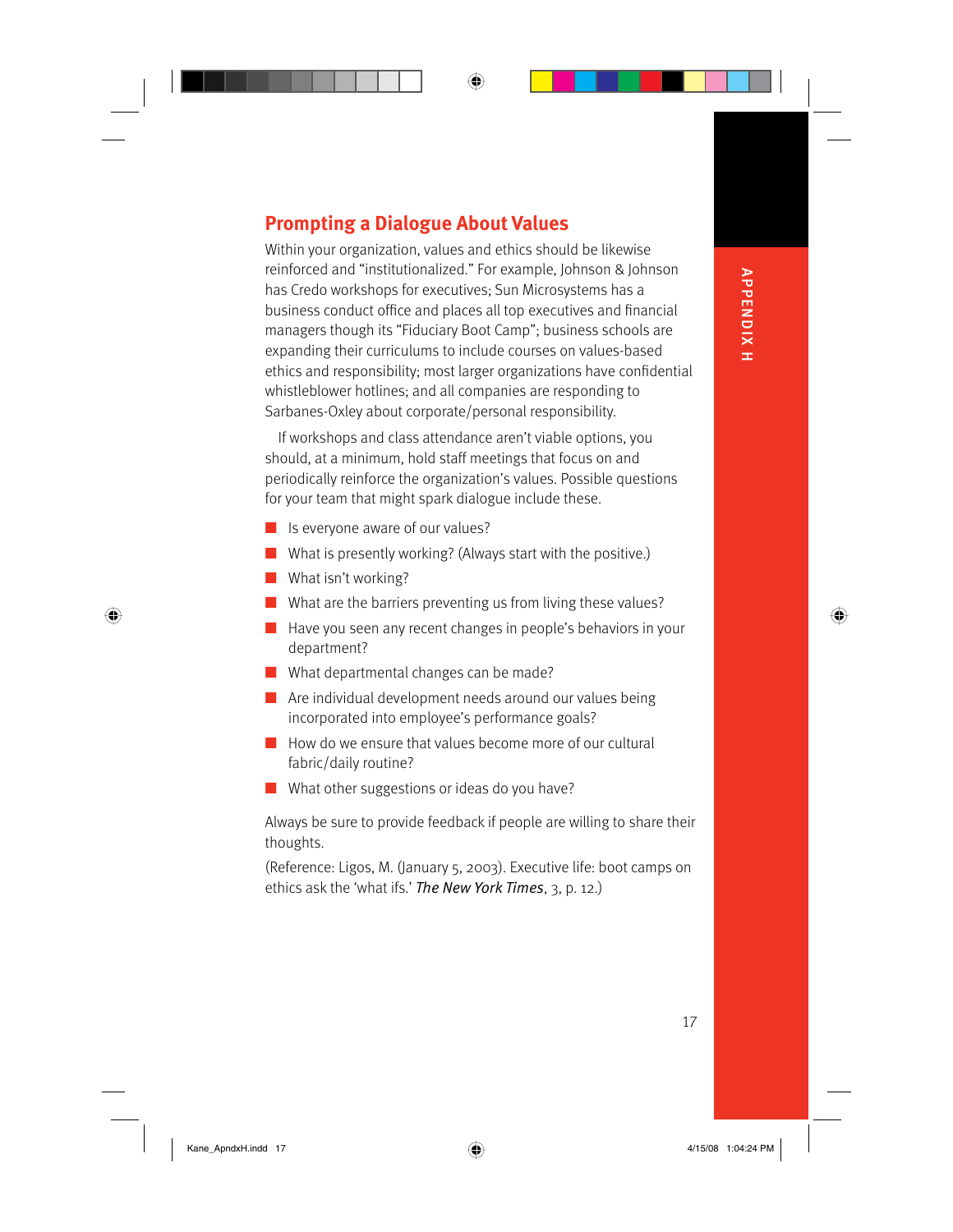## Prompting a Dialogue About Values

Within your organization, values and ethics should be likewise reinforced and "institutionalized." For example, Johnson & Johnson has Credo workshops for executives; Sun Microsystems has a business conduct office and places all top executives and financial managers though its "Fiduciary Boot Camp"; business schools are expanding their curriculums to include courses on values-based ethics and responsibility; most larger organizations have confidential whistleblower hotlines; and all companies are responding to Sarbanes-Oxley about corporate/personal responsibility.

If workshops and class attendance aren't viable options, you should, at a minimum, hold staff meetings that focus on and periodically reinforce the organization's values. Possible questions for your team that might spark dialogue include these.

- Is everyone aware of our values?
- What is presently working? (Always start with the positive.)
- What isn't working?
- What are the barriers preventing us from living these values?
- Have you seen any recent changes in people's behaviors in your department?
- What departmental changes can be made?
- Are individual development needs around our values being incorporated into employee's performance goals?
- How do we ensure that values become more of our cultural fabric/daily routine?
- What other suggestions or ideas do you have?

Always be sure to provide feedback if people are willing to share their thoughts.

(Reference: Ligos, M. (January 5, 2003). Executive life: boot camps on ethics ask the 'what ifs.' *The New York Times*, 3, p. 12.)